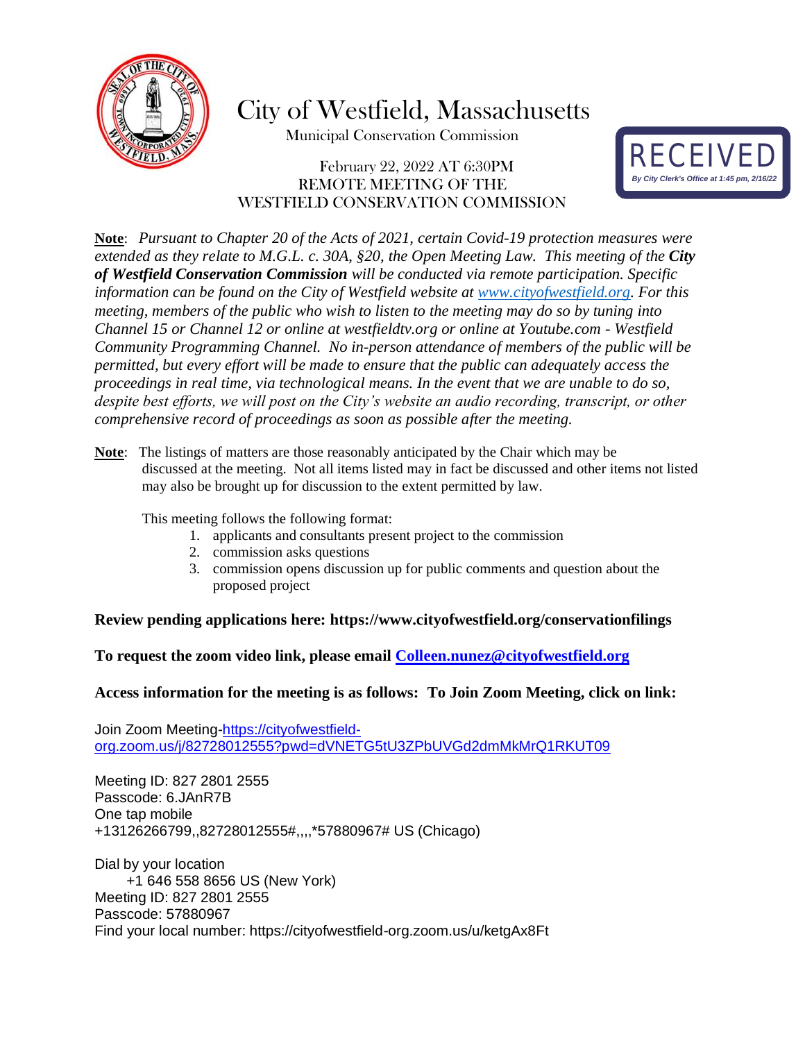# City of Westfield, Massachusetts

Municipal Conservation Commission

February 22, 2022 AT 6:30PM
REMOTE MEETING OF THE
WESTFIELD CONSERVATION COMMISSION

RECEIVED
*By City Clerk's Office at 1:45 pm, 2/16/22*

**Note**: *Pursuant to Chapter 20 of the Acts of 2021, certain Covid-19 protection measures were extended as they relate to M.G.L. c. 30A, §20, the Open Meeting Law. This meeting of the* ***City of Westfield Conservation Commission*** *will be conducted via remote participation. Specific information can be found on the City of Westfield website at [www.cityofwestfield.org](www.cityofwestfield.org). For this meeting, members of the public who wish to listen to the meeting may do so by tuning into Channel 15 or Channel 12 or online at westfieldtv.org or online at Youtube.com - Westfield Community Programming Channel. No in-person attendance of members of the public will be permitted, but every effort will be made to ensure that the public can adequately access the proceedings in real time, via technological means. In the event that we are unable to do so, despite best efforts, we will post on the City's website an audio recording, transcript, or other comprehensive record of proceedings as soon as possible after the meeting.*

**Note**: The listings of matters are those reasonably anticipated by the Chair which may be discussed at the meeting. Not all items listed may in fact be discussed and other items not listed may also be brought up for discussion to the extent permitted by law.

This meeting follows the following format:

1. applicants and consultants present project to the commission
2. commission asks questions
3. commission opens discussion up for public comments and question about the proposed project

**Review pending applications here: https://www.cityofwestfield.org/conservationfilings**

**To request the zoom video link, please email [Colleen.nunez@cityofwestfield.org](mailto:Colleen.nunez@cityofwestfield.org)**

**Access information for the meeting is as follows: To Join Zoom Meeting, click on link:**

Join Zoom Meeting-[https://cityofwestfield-org.zoom.us/j/82728012555?pwd=dVNETG5tU3ZPbUVGd2dmMkMrQ1RKUT09](https://cityofwestfield-org.zoom.us/j/82728012555?pwd=dVNETG5tU3ZPbUVGd2dmMkMrQ1RKUT09)

Meeting ID: 827 2801 2555
Passcode: 6.JAnR7B
One tap mobile
+13126266799,,82728012555#,,,,*57880967# US (Chicago)

Dial by your location
+1 646 558 8656 US (New York)
Meeting ID: 827 2801 2555
Passcode: 57880967
Find your local number: https://cityofwestfield-org.zoom.us/u/ketgAx8Ft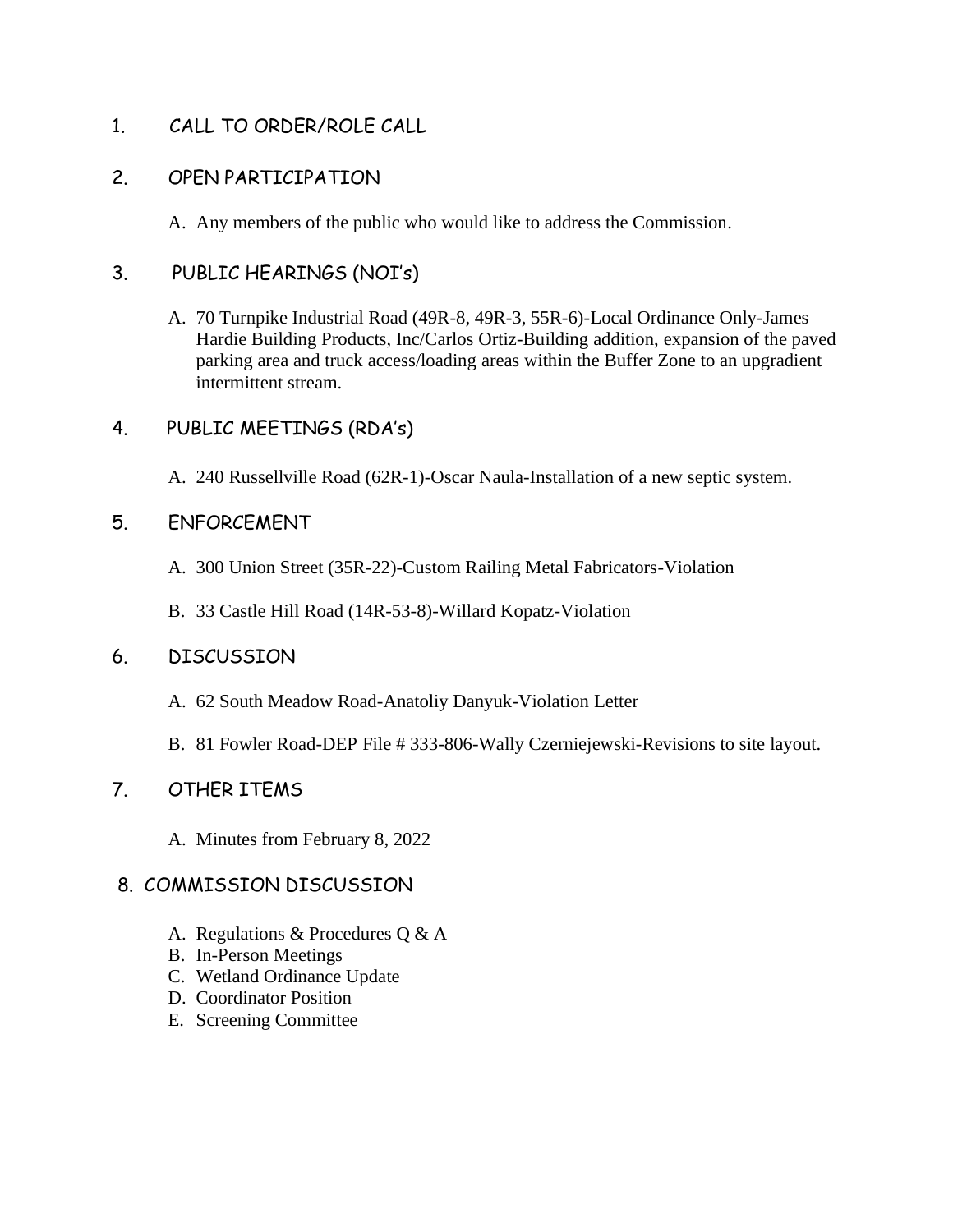1. CALL TO ORDER/ROLE CALL

2. OPEN PARTICIPATION

   A. Any members of the public who would like to address the Commission.

3. PUBLIC HEARINGS (NOI's)

   A. 70 Turnpike Industrial Road (49R-8, 49R-3, 55R-6)-Local Ordinance Only-James Hardie Building Products, Inc/Carlos Ortiz-Building addition, expansion of the paved parking area and truck access/loading areas within the Buffer Zone to an upgradient intermittent stream.

4. PUBLIC MEETINGS (RDA's)

   A. 240 Russellville Road (62R-1)-Oscar Naula-Installation of a new septic system.

5. ENFORCEMENT

   A. 300 Union Street (35R-22)-Custom Railing Metal Fabricators-Violation

   B. 33 Castle Hill Road (14R-53-8)-Willard Kopatz-Violation

6. DISCUSSION

   A. 62 South Meadow Road-Anatoliy Danyuk-Violation Letter

   B. 81 Fowler Road-DEP File # 333-806-Wally Czerniejewski-Revisions to site layout.

7. OTHER ITEMS

   A. Minutes from February 8, 2022

8. COMMISSION DISCUSSION

   A. Regulations & Procedures Q & A
   B. In-Person Meetings
   C. Wetland Ordinance Update
   D. Coordinator Position
   E. Screening Committee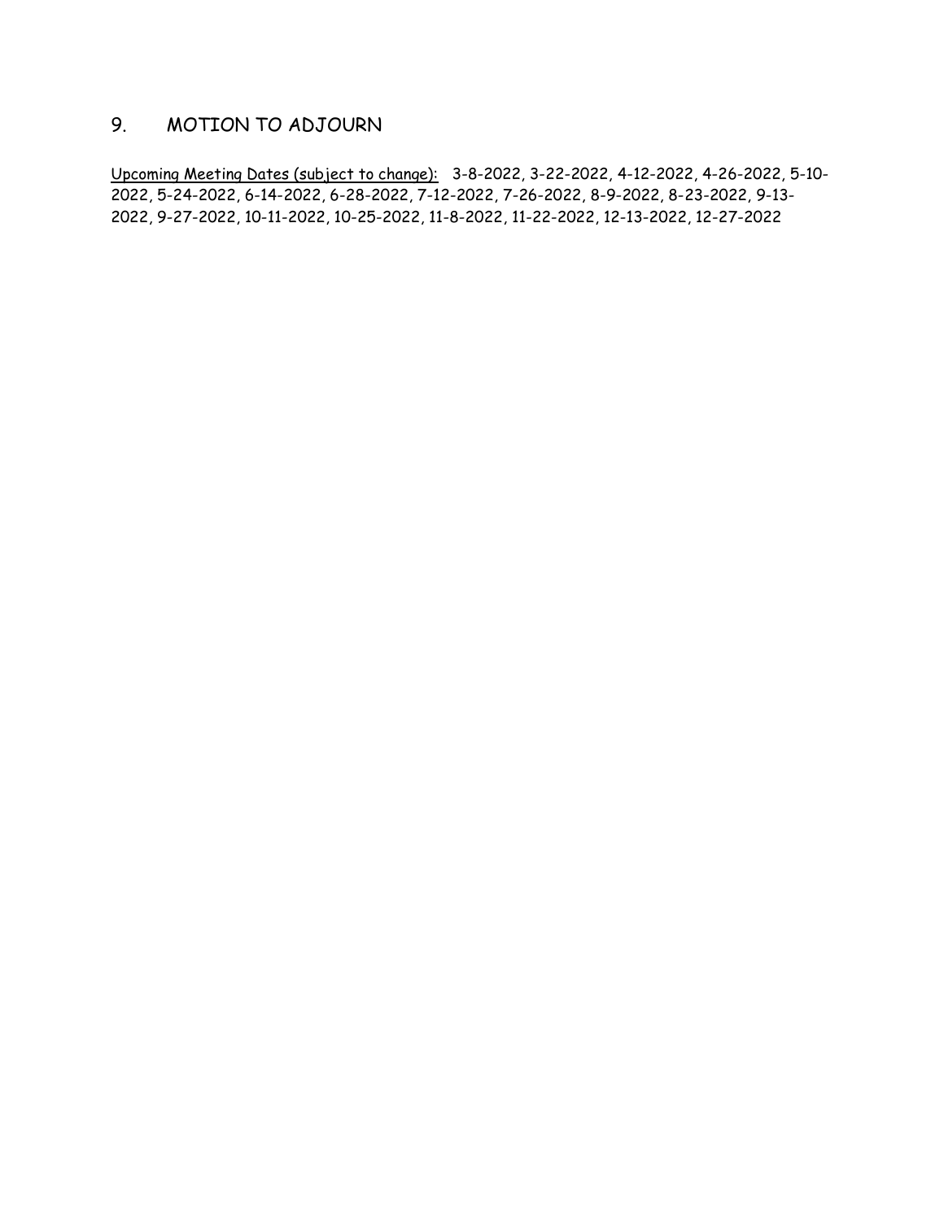## 9. MOTION TO ADJOURN

Upcoming Meeting Dates (subject to change): 3-8-2022, 3-22-2022, 4-12-2022, 4-26-2022, 5-10-2022, 5-24-2022, 6-14-2022, 6-28-2022, 7-12-2022, 7-26-2022, 8-9-2022, 8-23-2022, 9-13-2022, 9-27-2022, 10-11-2022, 10-25-2022, 11-8-2022, 11-22-2022, 12-13-2022, 12-27-2022